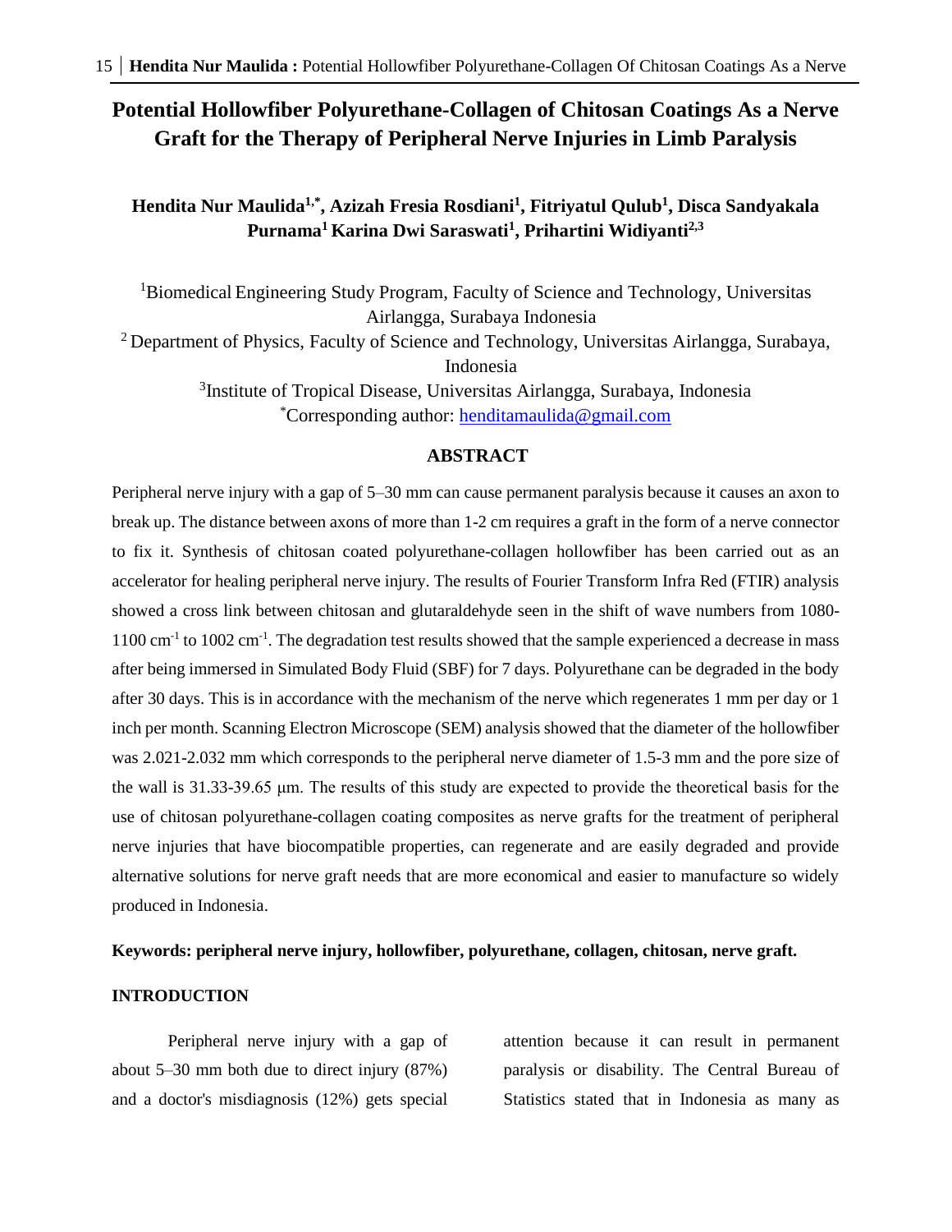# Potential Hollowfiber Polyurethane-Collagen of Chitosan Coatings As a Nerve Graft for the Therapy of Peripheral Nerve Injuries in Limb Paralysis

**Hendita Nur Maulida[1,*], Azizah Fresia Rosdiani[1], Fitriyatul Qulub[1], Disca Sandyakala Purnama[1] Karina Dwi Saraswati[1], Prihartini Widiyanti[2,3]**

[1]Biomedical Engineering Study Program, Faculty of Science and Technology, Universitas Airlangga, Surabaya Indonesia

[2] Department of Physics, Faculty of Science and Technology, Universitas Airlangga, Surabaya, Indonesia

[3]Institute of Tropical Disease, Universitas Airlangga, Surabaya, Indonesia

[*]Corresponding author: henditamaulida@gmail.com

## ABSTRACT

Peripheral nerve injury with a gap of 5–30 mm can cause permanent paralysis because it causes an axon to break up. The distance between axons of more than 1-2 cm requires a graft in the form of a nerve connector to fix it. Synthesis of chitosan coated polyurethane-collagen hollowfiber has been carried out as an accelerator for healing peripheral nerve injury. The results of Fourier Transform Infra Red (FTIR) analysis showed a cross link between chitosan and glutaraldehyde seen in the shift of wave numbers from 1080-1100 $cm^{-1}$ to 1002 $cm^{-1}$. The degradation test results showed that the sample experienced a decrease in mass after being immersed in Simulated Body Fluid (SBF) for 7 days. Polyurethane can be degraded in the body after 30 days. This is in accordance with the mechanism of the nerve which regenerates 1 mm per day or 1 inch per month. Scanning Electron Microscope (SEM) analysis showed that the diameter of the hollowfiber was 2.021-2.032 mm which corresponds to the peripheral nerve diameter of 1.5-3 mm and the pore size of the wall is 31.33-39.65 μm. The results of this study are expected to provide the theoretical basis for the use of chitosan polyurethane-collagen coating composites as nerve grafts for the treatment of peripheral nerve injuries that have biocompatible properties, can regenerate and are easily degraded and provide alternative solutions for nerve graft needs that are more economical and easier to manufacture so widely produced in Indonesia.

**Keywords: peripheral nerve injury, hollowfiber, polyurethane, collagen, chitosan, nerve graft.**

## INTRODUCTION

Peripheral nerve injury with a gap of about 5–30 mm both due to direct injury (87%) and a doctor's misdiagnosis (12%) gets special attention because it can result in permanent paralysis or disability. The Central Bureau of Statistics stated that in Indonesia as many as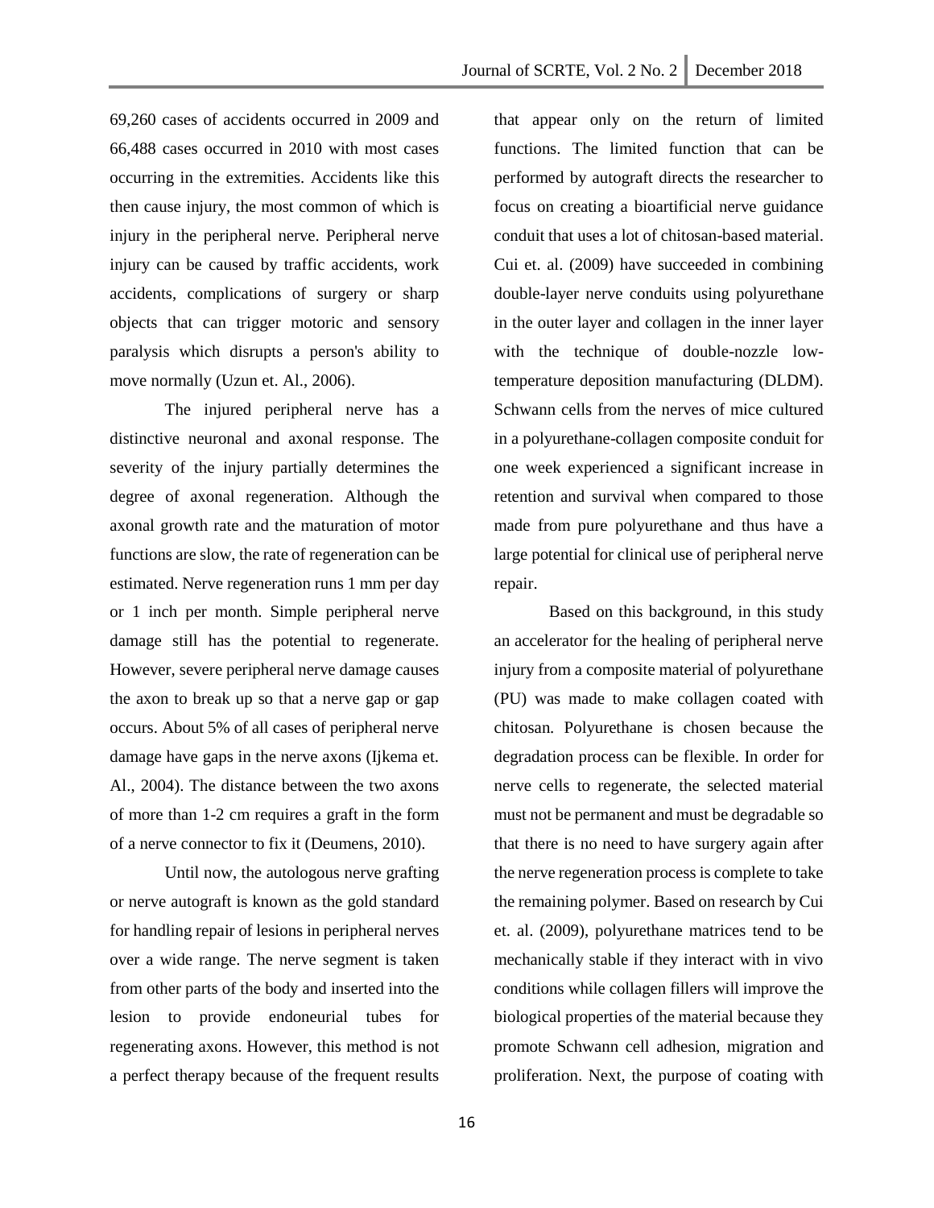69,260 cases of accidents occurred in 2009 and 66,488 cases occurred in 2010 with most cases occurring in the extremities. Accidents like this then cause injury, the most common of which is injury in the peripheral nerve. Peripheral nerve injury can be caused by traffic accidents, work accidents, complications of surgery or sharp objects that can trigger motoric and sensory paralysis which disrupts a person's ability to move normally (Uzun et. Al., 2006).

The injured peripheral nerve has a distinctive neuronal and axonal response. The severity of the injury partially determines the degree of axonal regeneration. Although the axonal growth rate and the maturation of motor functions are slow, the rate of regeneration can be estimated. Nerve regeneration runs 1 mm per day or 1 inch per month. Simple peripheral nerve damage still has the potential to regenerate. However, severe peripheral nerve damage causes the axon to break up so that a nerve gap or gap occurs. About 5% of all cases of peripheral nerve damage have gaps in the nerve axons (Ijkema et. Al., 2004). The distance between the two axons of more than 1-2 cm requires a graft in the form of a nerve connector to fix it (Deumens, 2010).

Until now, the autologous nerve grafting or nerve autograft is known as the gold standard for handling repair of lesions in peripheral nerves over a wide range. The nerve segment is taken from other parts of the body and inserted into the lesion to provide endoneurial tubes for regenerating axons. However, this method is not a perfect therapy because of the frequent results that appear only on the return of limited functions. The limited function that can be performed by autograft directs the researcher to focus on creating a bioartificial nerve guidance conduit that uses a lot of chitosan-based material. Cui et. al. (2009) have succeeded in combining double-layer nerve conduits using polyurethane in the outer layer and collagen in the inner layer with the technique of double-nozzle low-temperature deposition manufacturing (DLDM). Schwann cells from the nerves of mice cultured in a polyurethane-collagen composite conduit for one week experienced a significant increase in retention and survival when compared to those made from pure polyurethane and thus have a large potential for clinical use of peripheral nerve repair.

Based on this background, in this study an accelerator for the healing of peripheral nerve injury from a composite material of polyurethane (PU) was made to make collagen coated with chitosan. Polyurethane is chosen because the degradation process can be flexible. In order for nerve cells to regenerate, the selected material must not be permanent and must be degradable so that there is no need to have surgery again after the nerve regeneration process is complete to take the remaining polymer. Based on research by Cui et. al. (2009), polyurethane matrices tend to be mechanically stable if they interact with in vivo conditions while collagen fillers will improve the biological properties of the material because they promote Schwann cell adhesion, migration and proliferation. Next, the purpose of coating with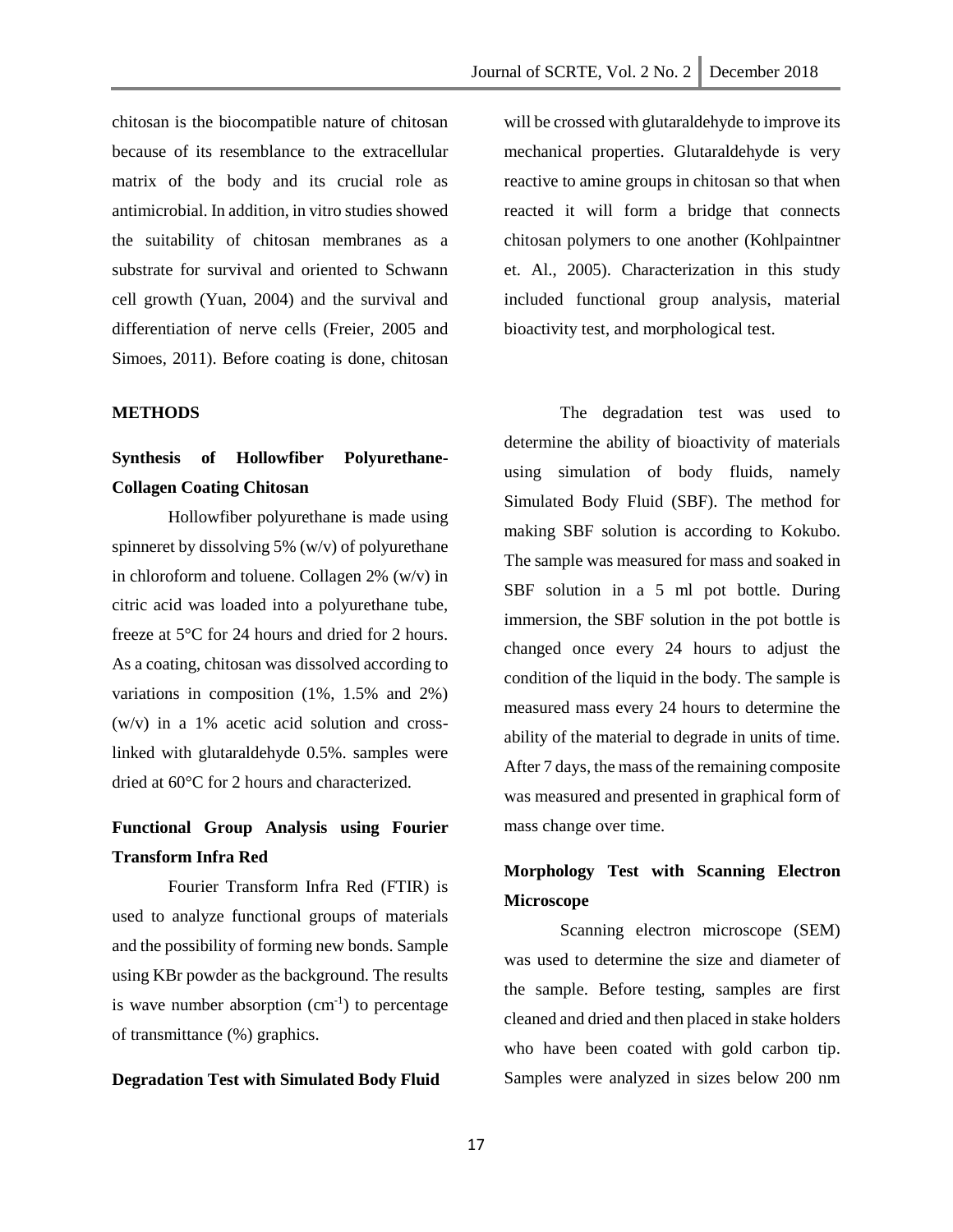chitosan is the biocompatible nature of chitosan because of its resemblance to the extracellular matrix of the body and its crucial role as antimicrobial. In addition, in vitro studies showed the suitability of chitosan membranes as a substrate for survival and oriented to Schwann cell growth (Yuan, 2004) and the survival and differentiation of nerve cells (Freier, 2005 and Simoes, 2011). Before coating is done, chitosan will be crossed with glutaraldehyde to improve its mechanical properties. Glutaraldehyde is very reactive to amine groups in chitosan so that when reacted it will form a bridge that connects chitosan polymers to one another (Kohlpaintner et. Al., 2005). Characterization in this study included functional group analysis, material bioactivity test, and morphological test.

## METHODS

### Synthesis of Hollowfiber Polyurethane-Collagen Coating Chitosan

Hollowfiber polyurethane is made using spinneret by dissolving 5% (w/v) of polyurethane in chloroform and toluene. Collagen 2% (w/v) in citric acid was loaded into a polyurethane tube, freeze at 5°C for 24 hours and dried for 2 hours. As a coating, chitosan was dissolved according to variations in composition (1%, 1.5% and 2%) (w/v) in a 1% acetic acid solution and cross-linked with glutaraldehyde 0.5%. samples were dried at 60°C for 2 hours and characterized.

### Functional Group Analysis using Fourier Transform Infra Red

Fourier Transform Infra Red (FTIR) is used to analyze functional groups of materials and the possibility of forming new bonds. Sample using KBr powder as the background. The results is wave number absorption ($cm^{-1}$) to percentage of transmittance (%) graphics.

### Degradation Test with Simulated Body Fluid

The degradation test was used to determine the ability of bioactivity of materials using simulation of body fluids, namely Simulated Body Fluid (SBF). The method for making SBF solution is according to Kokubo. The sample was measured for mass and soaked in SBF solution in a 5 ml pot bottle. During immersion, the SBF solution in the pot bottle is changed once every 24 hours to adjust the condition of the liquid in the body. The sample is measured mass every 24 hours to determine the ability of the material to degrade in units of time. After 7 days, the mass of the remaining composite was measured and presented in graphical form of mass change over time.

### Morphology Test with Scanning Electron Microscope

Scanning electron microscope (SEM) was used to determine the size and diameter of the sample. Before testing, samples are first cleaned and dried and then placed in stake holders who have been coated with gold carbon tip. Samples were analyzed in sizes below 200 nm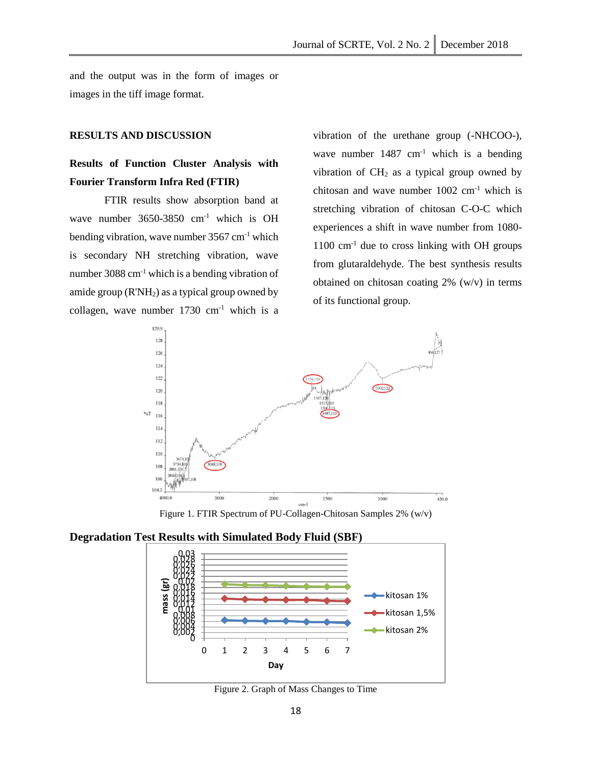and the output was in the form of images or images in the tiff image format.

## RESULTS AND DISCUSSION

### Results of Function Cluster Analysis with Fourier Transform Infra Red (FTIR)

FTIR results show absorption band at wave number 3650-3850 $cm^{-1}$ which is OH bending vibration, wave number 3567 $cm^{-1}$ which is secondary NH stretching vibration, wave number 3088 $cm^{-1}$ which is a bending vibration of amide group ($R'NH_2$) as a typical group owned by collagen, wave number 1730 $cm^{-1}$ which is a vibration of the urethane group (-NHCOO-), wave number 1487 $cm^{-1}$ which is a bending vibration of $CH_2$ as a typical group owned by chitosan and wave number 1002 $cm^{-1}$ which is stretching vibration of chitosan C-O-C which experiences a shift in wave number from 1080-1100 $cm^{-1}$ due to cross linking with OH groups from glutaraldehyde. The best synthesis results obtained on chitosan coating 2% (w/v) in terms of its functional group.

Figure 1. FTIR Spectrum of PU-Collagen-Chitosan Samples 2% (w/v)

### Degradation Test Results with Simulated Body Fluid (SBF)

Figure 2. Graph of Mass Changes to Time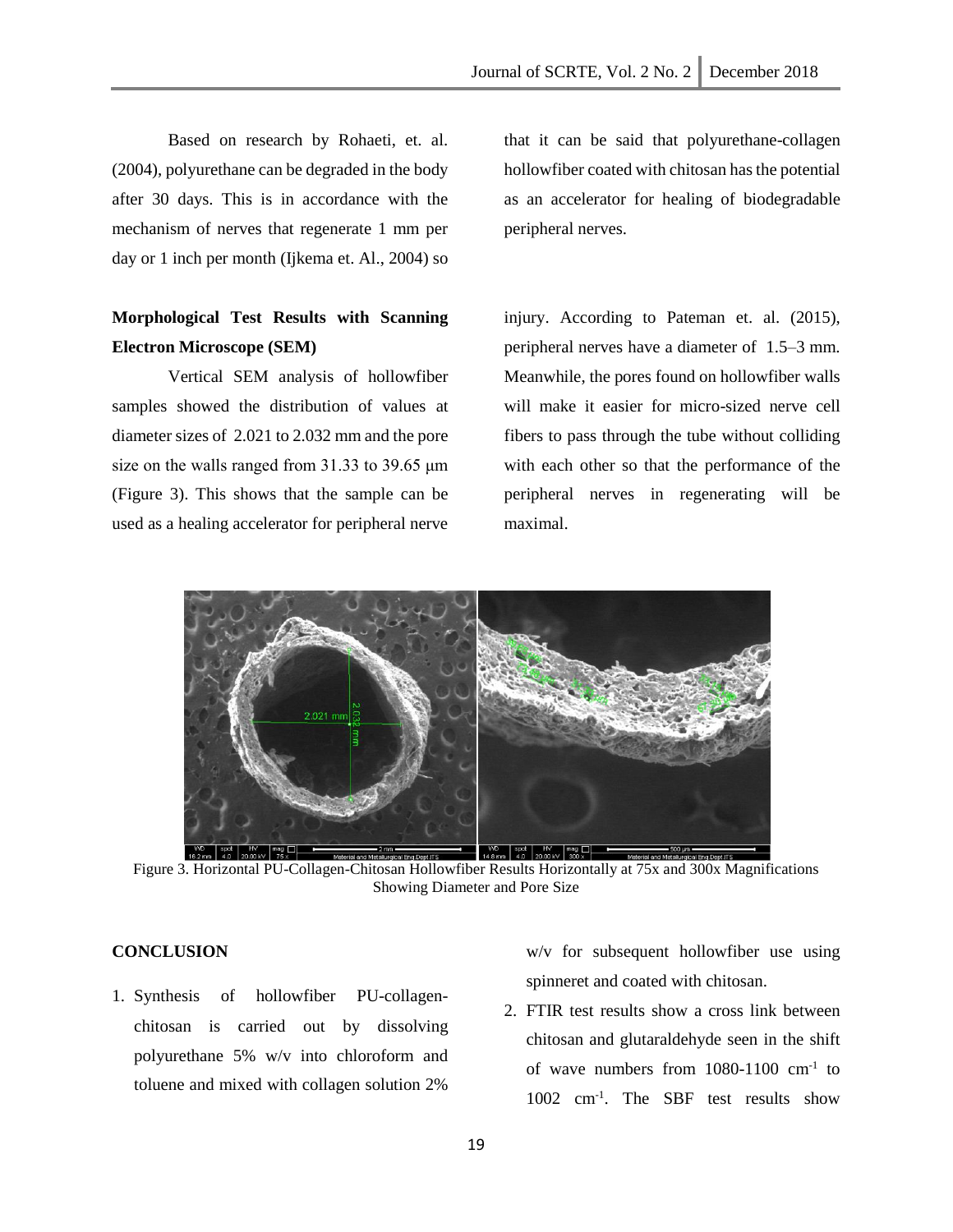Based on research by Rohaeti, et. al. (2004), polyurethane can be degraded in the body after 30 days. This is in accordance with the mechanism of nerves that regenerate 1 mm per day or 1 inch per month (Ijkema et. Al., 2004) so that it can be said that polyurethane-collagen hollowfiber coated with chitosan has the potential as an accelerator for healing of biodegradable peripheral nerves.

**Morphological Test Results with Scanning Electron Microscope (SEM)**

Vertical SEM analysis of hollowfiber samples showed the distribution of values at diameter sizes of 2.021 to 2.032 mm and the pore size on the walls ranged from 31.33 to 39.65 μm (Figure 3). This shows that the sample can be used as a healing accelerator for peripheral nerve injury. According to Pateman et. al. (2015), peripheral nerves have a diameter of 1.5–3 mm. Meanwhile, the pores found on hollowfiber walls will make it easier for micro-sized nerve cell fibers to pass through the tube without colliding with each other so that the performance of the peripheral nerves in regenerating will be maximal.

Figure 3. Horizontal PU-Collagen-Chitosan Hollowfiber Results Horizontally at 75x and 300x Magnifications Showing Diameter and Pore Size

**CONCLUSION**

1. Synthesis of hollowfiber PU-collagen-chitosan is carried out by dissolving polyurethane 5% w/v into chloroform and toluene and mixed with collagen solution 2% w/v for subsequent hollowfiber use using spinneret and coated with chitosan.
2. FTIR test results show a cross link between chitosan and glutaraldehyde seen in the shift of wave numbers from 1080-1100 $cm^{-1}$ to 1002 $cm^{-1}$. The SBF test results show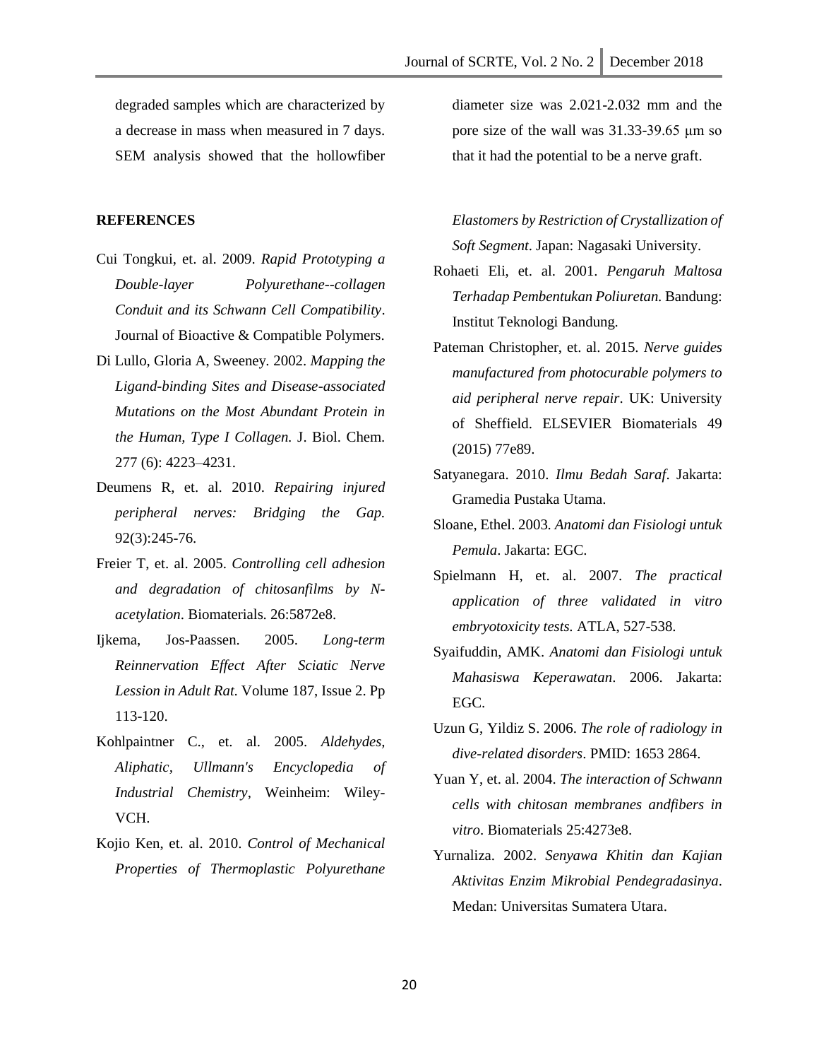degraded samples which are characterized by a decrease in mass when measured in 7 days. SEM analysis showed that the hollowfiber diameter size was 2.021-2.032 mm and the pore size of the wall was 31.33-39.65 μm so that it had the potential to be a nerve graft.

## REFERENCES

Cui Tongkui, et. al. 2009. *Rapid Prototyping a Double-layer Polyurethane--collagen Conduit and its Schwann Cell Compatibility*. Journal of Bioactive & Compatible Polymers.

Di Lullo, Gloria A, Sweeney. 2002. *Mapping the Ligand-binding Sites and Disease-associated Mutations on the Most Abundant Protein in the Human, Type I Collagen.* J. Biol. Chem. 277 (6): 4223–4231.

Deumens R, et. al. 2010. *Repairing injured peripheral nerves: Bridging the Gap.* 92(3):245-76.

Freier T, et. al. 2005. *Controlling cell adhesion and degradation of chitosanfilms by N-acetylation*. Biomaterials. 26:5872e8.

Ijkema, Jos-Paassen. 2005. *Long-term Reinnervation Effect After Sciatic Nerve Lession in Adult Rat.* Volume 187, Issue 2. Pp 113-120.

Kohlpaintner C., et. al. 2005. *Aldehydes, Aliphatic, Ullmann's Encyclopedia of Industrial Chemistry*, Weinheim: Wiley-VCH.

Kojio Ken, et. al. 2010. *Control of Mechanical Properties of Thermoplastic Polyurethane Elastomers by Restriction of Crystallization of Soft Segment*. Japan: Nagasaki University.

Rohaeti Eli, et. al. 2001. *Pengaruh Maltosa Terhadap Pembentukan Poliuretan*. Bandung: Institut Teknologi Bandung.

Pateman Christopher, et. al. 2015. *Nerve guides manufactured from photocurable polymers to aid peripheral nerve repair*. UK: University of Sheffield. ELSEVIER Biomaterials 49 (2015) 77e89.

Satyanegara. 2010. *Ilmu Bedah Saraf*. Jakarta: Gramedia Pustaka Utama.

Sloane, Ethel. 2003. *Anatomi dan Fisiologi untuk Pemula*. Jakarta: EGC.

Spielmann H, et. al. 2007. *The practical application of three validated in vitro embryotoxicity tests.* ATLA, 527-538.

Syaifuddin, AMK. *Anatomi dan Fisiologi untuk Mahasiswa Keperawatan*. 2006. Jakarta: EGC.

Uzun G, Yildiz S. 2006. *The role of radiology in dive-related disorders*. PMID: 1653 2864.

Yuan Y, et. al. 2004. *The interaction of Schwann cells with chitosan membranes andfibers in vitro*. Biomaterials 25:4273e8.

Yurnaliza. 2002. *Senyawa Khitin dan Kajian Aktivitas Enzim Mikrobial Pendegradasinya*. Medan: Universitas Sumatera Utara.